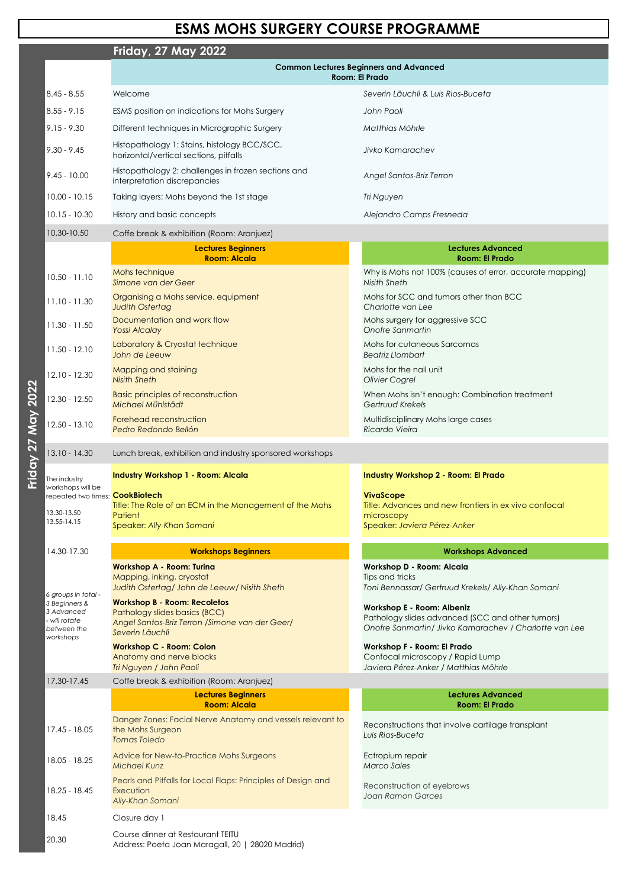# ESMS MOHS SURGERY COURSE PROGRAMME

## Friday, 27 May 2022

**Common Lectures Beginners and Advanced**
**Room: El Prado**

| Time | Topic | Speaker |
|---|---|---|
| 8.45 - 8.55 | Welcome | *Severin Läuchli & Luis Rios-Buceta* |
| 8.55 - 9.15 | ESMS position on indications for Mohs Surgery | *John Paoli* |
| 9.15 - 9.30 | Different techniques in Micrographic Surgery | *Matthias Möhrle* |
| 9.30 - 9.45 | Histopathology 1: Stains, histology BCC/SCC, horizontal/vertical sections, pitfalls | *Jivko Kamarachev* |
| 9.45 - 10.00 | Histopathology 2: challenges in frozen sections and interpretation discrepancies | *Angel Santos-Briz Terron* |
| 10.00 - 10.15 | Taking layers: Mohs beyond the 1st stage | *Tri Nguyen* |
| 10.15 - 10.30 | History and basic concepts | *Alejandro Camps Fresneda* |
| 10.30-10.50 | Coffe break & exhibition (Room: Aranjuez) | |

| Time | Lectures Beginners – Room: Alcala | Lectures Advanced – Room: El Prado |
|---|---|---|
| 10.50 - 11.10 | Mohs technique<br>*Simone van der Geer* | Why is Mohs not 100% (causes of error, accurate mapping)<br>*Nisith Sheth* |
| 11.10 - 11.30 | Organising a Mohs service, equipment<br>*Judith Ostertag* | Mohs for SCC and tumors other than BCC<br>*Charlotte van Lee* |
| 11.30 - 11.50 | Documentation and work flow<br>*Yossi Alcalay* | Mohs surgery for aggressive SCC<br>*Onofre Sanmartin* |
| 11.50 - 12.10 | Laboratory & Cryostat technique<br>*John de Leeuw* | Mohs for cutaneous Sarcomas<br>*Beatriz Llombart* |
| 12.10 - 12.30 | Mapping and staining<br>*Nisith Sheth* | Mohs for the nail unit<br>*Olivier Cogrel* |
| 12.30 - 12.50 | Basic principles of reconstruction<br>*Michael Mühlstädt* | When Mohs isn't enough: Combination treatment<br>*Gertruud Krekels* |
| 12.50 - 13.10 | Forehead reconstruction<br>*Pedro Redondo Bellón* | Multidisciplinary Mohs large cases<br>*Ricardo Vieira* |
| 13.10 - 14.30 | Lunch break, exhibition and industry sponsored workshops | |
| The industry workshops will be repeated two times:<br>13.30-13.50<br>13.55-14.15 | **Industry Workshop 1 - Room: Alcala**<br>**CookBiotech**<br>Title: The Role of an ECM in the Management of the Mohs Patient<br>Speaker: *Ally-Khan Somani* | **Industry Workshop 2 - Room: El Prado**<br>**VivaScope**<br>Title: Advances and new frontiers in ex vivo confocal microscopy<br>Speaker: *Javiera Pérez-Anker* |

| Time | Workshops Beginners | Workshops Advanced |
|---|---|---|
| 14.30-17.30<br><br>*6 groups in total - 3 Beginners & 3 Advanced - will rotate between the workshops* | **Workshop A - Room: Turina**<br>Mapping, inking, cryostat<br>*Judith Ostertag/ John de Leeuw/ Nisith Sheth*<br><br>**Workshop B - Room: Recoletos**<br>Pathology slides basics (BCC)<br>*Angel Santos-Briz Terron /Simone van der Geer/ Severin Läuchli*<br><br>**Workshop C - Room: Colon**<br>Anatomy and nerve blocks<br>*Tri Nguyen / John Paoli* | **Workshop D - Room: Alcala**<br>Tips and tricks<br>*Toni Bennassar/ Gertruud Krekels/ Ally-Khan Somani*<br><br>**Workshop E - Room: Albeniz**<br>Pathology slides advanced (SCC and other tumors)<br>*Onofre Sanmartin/ Jivko Kamarachev / Charlotte van Lee*<br><br>**Workshop F - Room: El Prado**<br>Confocal microscopy / Rapid Lump<br>*Javiera Pérez-Anker / Matthias Möhrle* |
| 17.30-17.45 | Coffe break & exhibition (Room: Aranjuez) | |

| Time | Lectures Beginners – Room: Alcala | Lectures Advanced – Room: El Prado |
|---|---|---|
| 17.45 - 18.05 | Danger Zones: Facial Nerve Anatomy and vessels relevant to the Mohs Surgeon<br>*Tomas Toledo* | Reconstructions that involve cartilage transplant<br>*Luis Rios-Buceta* |
| 18.05 - 18.25 | Advice for New-to-Practice Mohs Surgeons<br>*Michael Kunz* | Ectropium repair<br>*Marco Sales* |
| 18.25 - 18.45 | Pearls and Pitfalls for Local Flaps: Principles of Design and Execution<br>*Ally-Khan Somani* | Reconstruction of eyebrows<br>*Joan Ramon Garces* |
| 18.45 | Closure day 1 | |
| 20.30 | Course dinner at Restaurant TEITU<br>Address: Poeta Joan Maragall, 20 \| 28020 Madrid) | |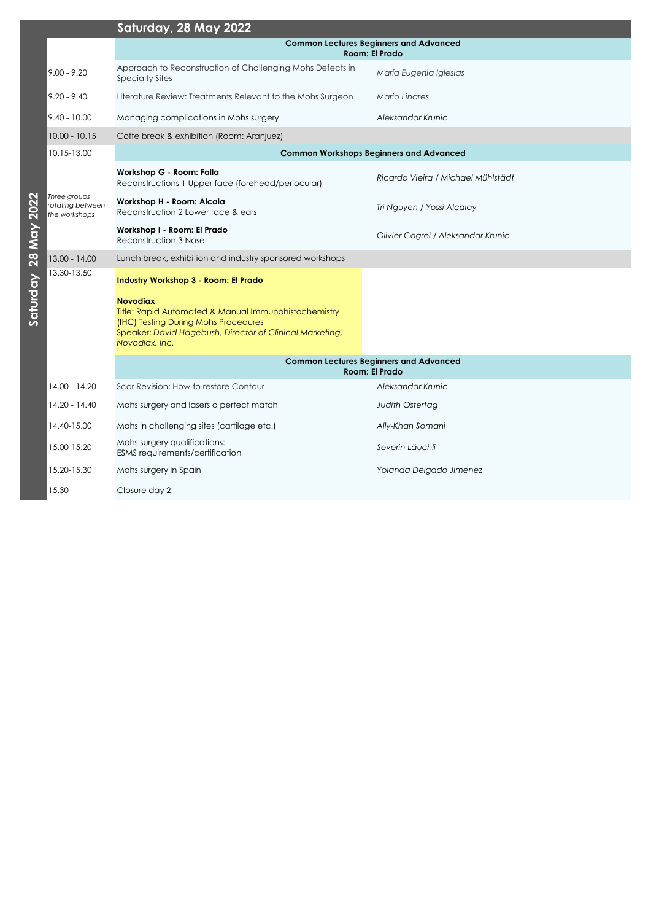# Saturday, 28 May 2022

| | | |
|---|---|---|
| | **Common Lectures Beginners and Advanced Room: El Prado** | |
| 9.00 - 9.20 | Approach to Reconstruction of Challenging Mohs Defects in Specialty Sites | *María Eugenia Iglesias* |
| 9.20 - 9.40 | Literature Review: Treatments Relevant to the Mohs Surgeon | *Mario Linares* |
| 9.40 - 10.00 | Managing complications in Mohs surgery | *Aleksandar Krunic* |
| 10.00 - 10.15 | Coffe break & exhibition (Room: Aranjuez) | |
| 10.15-13.00 | **Common Workshops Beginners and Advanced** | |
| *Three groups rotating between the workshops* | **Workshop G - Room: Falla** Reconstructions 1 Upper face (forehead/periocular) | *Ricardo Vieira / Michael Mühlstädt* |
| | **Workshop H - Room: Alcala** Reconstruction 2 Lower face & ears | *Tri Nguyen / Yossi Alcalay* |
| | **Workshop I - Room: El Prado** Reconstruction 3 Nose | *Olivier Cogrel / Aleksandar Krunic* |
| 13.00 - 14.00 | Lunch break, exhibition and industry sponsored workshops | |
| 13.30-13.50 | **Industry Workshop 3 - Room: El Prado** **Novodiax** Title: Rapid Automated & Manual Immunohistochemistry (IHC) Testing During Mohs Procedures Speaker: *David Hagebush, Director of Clinical Marketing, Novodiax, Inc.* | |
| | **Common Lectures Beginners and Advanced Room: El Prado** | |
| 14.00 - 14.20 | Scar Revision: How to restore Contour | *Aleksandar Krunic* |
| 14.20 - 14.40 | Mohs surgery and lasers a perfect match | *Judith Ostertag* |
| 14.40-15.00 | Mohs in challenging sites (cartilage etc.) | *Ally-Khan Somani* |
| 15.00-15.20 | Mohs surgery qualifications: ESMS requirements/certification | *Severin Läuchli* |
| 15.20-15.30 | Mohs surgery in Spain | *Yolanda Delgado Jimenez* |
| 15.30 | Closure day 2 | |